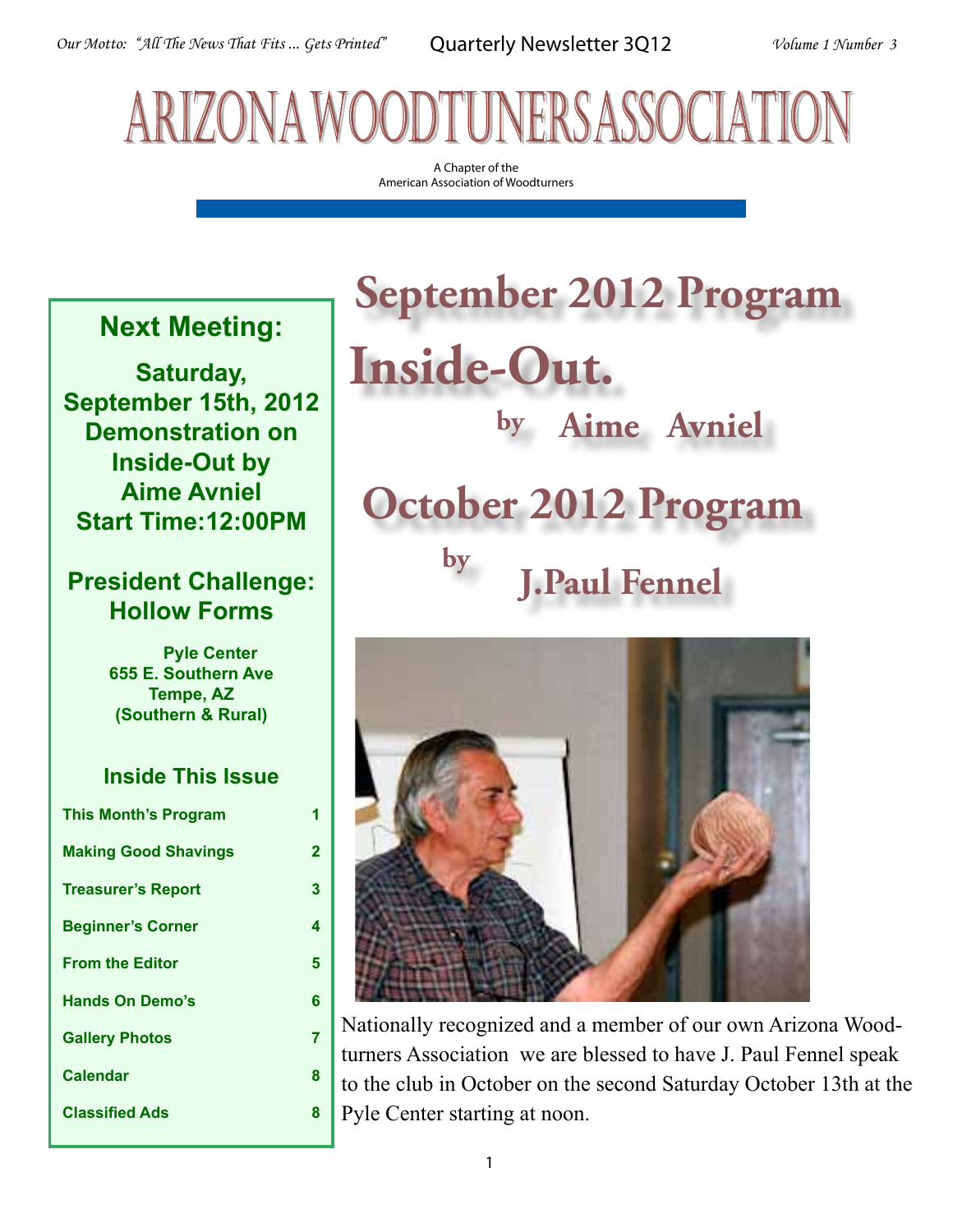*Our Motto: "All The News That Fits ... Gets Printed"* Quarterly Newsletter 3Q12 *Volume 1 Number 3*

# ARIZONA WOODTUNERS ASSOCIATION

A Chapter of the
American Association of Woodturners

## Next Meeting:

**Saturday, September 15th, 2012**
**Demonstration on Inside-Out by Aime Avniel**
**Start Time:12:00PM**

**President Challenge: Hollow Forms**

**Pyle Center**
**655 E. Southern Ave**
**Tempe, AZ**
**(Southern & Rural)**

### Inside This Issue

| | |
|---|---|
| This Month's Program | 1 |
| Making Good Shavings | 2 |
| Treasurer's Report | 3 |
| Beginner's Corner | 4 |
| From the Editor | 5 |
| Hands On Demo's | 6 |
| Gallery Photos | 7 |
| Calendar | 8 |
| Classified Ads | 8 |

# September 2012 Program

# Inside-Out.

## by Aime Avniel

# October 2012 Program

## by J.Paul Fennel

Nationally recognized and a member of our own Arizona Woodturners Association we are blessed to have J. Paul Fennel speak to the club in October on the second Saturday October 13th at the Pyle Center starting at noon.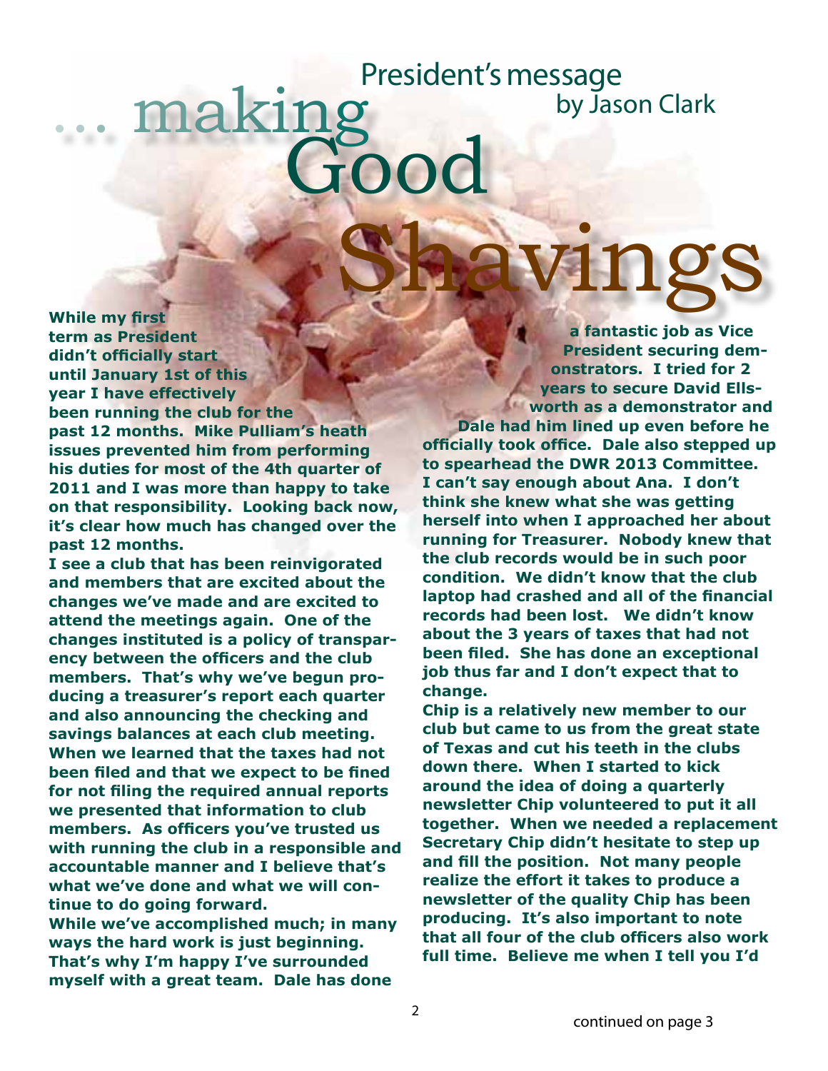# ... making Good Shavings

## President's message by Jason Clark

**While my first term as President didn't officially start until January 1st of this year I have effectively been running the club for the past 12 months. Mike Pulliam's heath issues prevented him from performing his duties for most of the 4th quarter of 2011 and I was more than happy to take on that responsibility. Looking back now, it's clear how much has changed over the past 12 months.**

**I see a club that has been reinvigorated and members that are excited about the changes we've made and are excited to attend the meetings again. One of the changes instituted is a policy of transparency between the officers and the club members. That's why we've begun producing a treasurer's report each quarter and also announcing the checking and savings balances at each club meeting. When we learned that the taxes had not been filed and that we expect to be fined for not filing the required annual reports we presented that information to club members. As officers you've trusted us with running the club in a responsible and accountable manner and I believe that's what we've done and what we will continue to do going forward.**

**While we've accomplished much; in many ways the hard work is just beginning. That's why I'm happy I've surrounded myself with a great team. Dale has done a fantastic job as Vice President securing demonstrators. I tried for 2 years to secure David Ellsworth as a demonstrator and Dale had him lined up even before he officially took office. Dale also stepped up to spearhead the DWR 2013 Committee. I can't say enough about Ana. I don't think she knew what she was getting herself into when I approached her about running for Treasurer. Nobody knew that the club records would be in such poor condition. We didn't know that the club laptop had crashed and all of the financial records had been lost. We didn't know about the 3 years of taxes that had not been filed. She has done an exceptional job thus far and I don't expect that to change.**

**Chip is a relatively new member to our club but came to us from the great state of Texas and cut his teeth in the clubs down there. When I started to kick around the idea of doing a quarterly newsletter Chip volunteered to put it all together. When we needed a replacement Secretary Chip didn't hesitate to step up and fill the position. Not many people realize the effort it takes to produce a newsletter of the quality Chip has been producing. It's also important to note that all four of the club officers also work full time. Believe me when I tell you I'd**

continued on page 3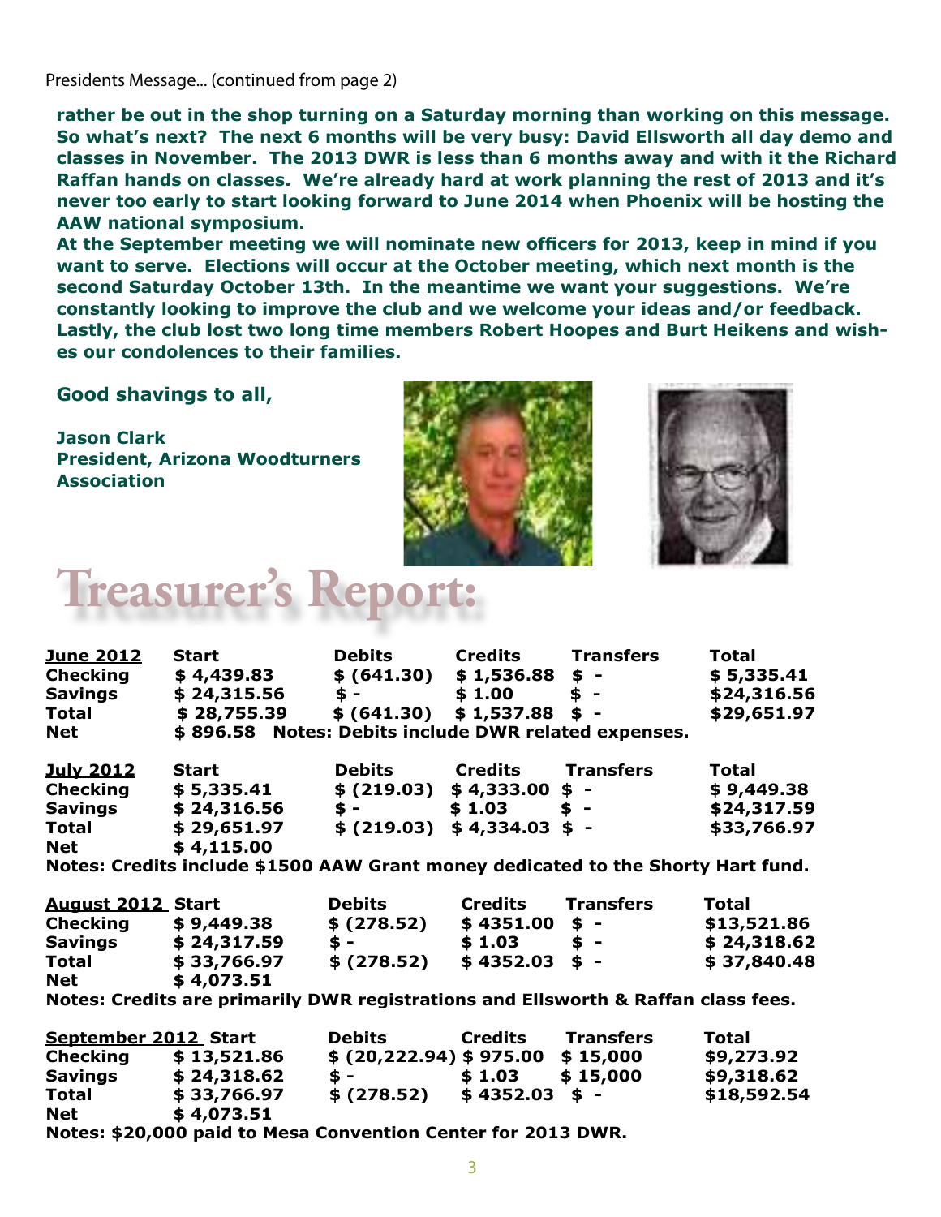Presidents Message... (continued from page 2)

**rather be out in the shop turning on a Saturday morning than working on this message. So what's next? The next 6 months will be very busy: David Ellsworth all day demo and classes in November. The 2013 DWR is less than 6 months away and with it the Richard Raffan hands on classes. We're already hard at work planning the rest of 2013 and it's never too early to start looking forward to June 2014 when Phoenix will be hosting the AAW national symposium.**

**At the September meeting we will nominate new officers for 2013, keep in mind if you want to serve. Elections will occur at the October meeting, which next month is the second Saturday October 13th. In the meantime we want your suggestions. We're constantly looking to improve the club and we welcome your ideas and/or feedback. Lastly, the club lost two long time members Robert Hoopes and Burt Heikens and wishes our condolences to their families.**

**Good shavings to all,**

**Jason Clark**
**President, Arizona Woodturners Association**

# Treasurer's Report:

| June 2012 | Start | Debits | Credits | Transfers | Total |
|---|---|---|---|---|---|
| Checking | $ 4,439.83 | $ (641.30) | $ 1,536.88 | $ - | $ 5,335.41 |
| Savings | $ 24,315.56 | $ - | $ 1.00 | $ - | $24,316.56 |
| Total | $ 28,755.39 | $ (641.30) | $ 1,537.88 | $ - | $29,651.97 |
| Net | $ 896.58 | | | | |

**Notes: Debits include DWR related expenses.**

| July 2012 | Start | Debits | Credits | Transfers | Total |
|---|---|---|---|---|---|
| Checking | $ 5,335.41 | $ (219.03) | $ 4,333.00 | $ - | $ 9,449.38 |
| Savings | $ 24,316.56 | $ - | $ 1.03 | $ - | $24,317.59 |
| Total | $ 29,651.97 | $ (219.03) | $ 4,334.03 | $ - | $33,766.97 |
| Net | $ 4,115.00 | | | | |

**Notes: Credits include $1500 AAW Grant money dedicated to the Shorty Hart fund.**

| August 2012 | Start | Debits | Credits | Transfers | Total |
|---|---|---|---|---|---|
| Checking | $ 9,449.38 | $ (278.52) | $ 4351.00 | $ - | $13,521.86 |
| Savings | $ 24,317.59 | $ - | $ 1.03 | $ - | $ 24,318.62 |
| Total | $ 33,766.97 | $ (278.52) | $ 4352.03 | $ - | $ 37,840.48 |
| Net | $ 4,073.51 | | | | |

**Notes: Credits are primarily DWR registrations and Ellsworth & Raffan class fees.**

| September 2012 | Start | Debits | Credits | Transfers | Total |
|---|---|---|---|---|---|
| Checking | $ 13,521.86 | $ (20,222.94) | $ 975.00 | $ 15,000 | $9,273.92 |
| Savings | $ 24,318.62 | $ - | $ 1.03 | $ 15,000 | $9,318.62 |
| Total | $ 33,766.97 | $ (278.52) | $ 4352.03 | $ - | $18,592.54 |
| Net | $ 4,073.51 | | | | |

**Notes: $20,000 paid to Mesa Convention Center for 2013 DWR.**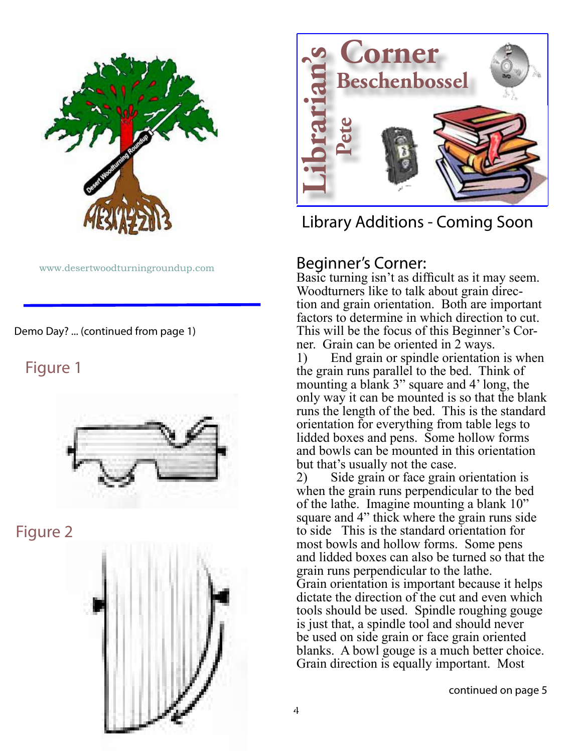www.desertwoodturningroundup.com

Demo Day? ... (continued from page 1)

Figure 1

Figure 2

## Librarian's Corner Beschenbossel Pete

Library Additions - Coming Soon

## Beginner's Corner:

Basic turning isn't as difficult as it may seem. Woodturners like to talk about grain direction and grain orientation. Both are important factors to determine in which direction to cut. This will be the focus of this Beginner's Corner. Grain can be oriented in 2 ways.

1) End grain or spindle orientation is when the grain runs parallel to the bed. Think of mounting a blank 3" square and 4' long, the only way it can be mounted is so that the blank runs the length of the bed. This is the standard orientation for everything from table legs to lidded boxes and pens. Some hollow forms and bowls can be mounted in this orientation but that's usually not the case.

2) Side grain or face grain orientation is when the grain runs perpendicular to the bed of the lathe. Imagine mounting a blank 10" square and 4" thick where the grain runs side to side This is the standard orientation for most bowls and hollow forms. Some pens and lidded boxes can also be turned so that the grain runs perpendicular to the lathe.

Grain orientation is important because it helps dictate the direction of the cut and even which tools should be used. Spindle roughing gouge is just that, a spindle tool and should never be used on side grain or face grain oriented blanks. A bowl gouge is a much better choice. Grain direction is equally important. Most

continued on page 5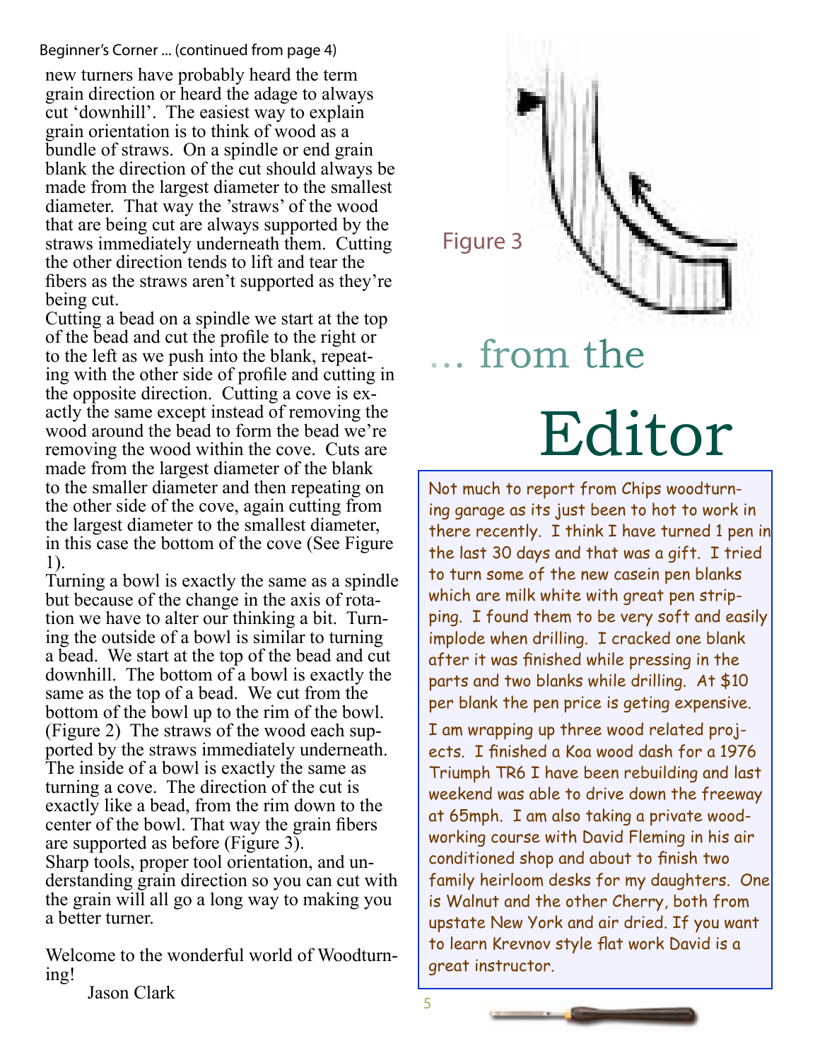Beginner's Corner ... (continued from page 4)

new turners have probably heard the term grain direction or heard the adage to always cut 'downhill'. The easiest way to explain grain orientation is to think of wood as a bundle of straws. On a spindle or end grain blank the direction of the cut should always be made from the largest diameter to the smallest diameter. That way the 'straws' of the wood that are being cut are always supported by the straws immediately underneath them. Cutting the other direction tends to lift and tear the fibers as the straws aren't supported as they're being cut.

Cutting a bead on a spindle we start at the top of the bead and cut the profile to the right or to the left as we push into the blank, repeating with the other side of profile and cutting in the opposite direction. Cutting a cove is exactly the same except instead of removing the wood around the bead to form the bead we're removing the wood within the cove. Cuts are made from the largest diameter of the blank to the smaller diameter and then repeating on the other side of the cove, again cutting from the largest diameter to the smallest diameter, in this case the bottom of the cove (See Figure 1).

Turning a bowl is exactly the same as a spindle but because of the change in the axis of rotation we have to alter our thinking a bit. Turning the outside of a bowl is similar to turning a bead. We start at the top of the bead and cut downhill. The bottom of a bowl is exactly the same as the top of a bead. We cut from the bottom of the bowl up to the rim of the bowl. (Figure 2) The straws of the wood each supported by the straws immediately underneath. The inside of a bowl is exactly the same as turning a cove. The direction of the cut is exactly like a bead, from the rim down to the center of the bowl. That way the grain fibers are supported as before (Figure 3).

Sharp tools, proper tool orientation, and understanding grain direction so you can cut with the grain will all go a long way to making you a better turner.

Welcome to the wonderful world of Woodturning!

Jason Clark

Figure 3

# ... from the Editor

Not much to report from Chips woodturning garage as its just been to hot to work in there recently. I think I have turned 1 pen in the last 30 days and that was a gift. I tried to turn some of the new casein pen blanks which are milk white with great pen stripping. I found them to be very soft and easily implode when drilling. I cracked one blank after it was finished while pressing in the parts and two blanks while drilling. At $10 per blank the pen price is geting expensive.

I am wrapping up three wood related projects. I finished a Koa wood dash for a 1976 Triumph TR6 I have been rebuilding and last weekend was able to drive down the freeway at 65mph. I am also taking a private woodworking course with David Fleming in his air conditioned shop and about to finish two family heirloom desks for my daughters. One is Walnut and the other Cherry, both from upstate New York and air dried. If you want to learn Krevnov style flat work David is a great instructor.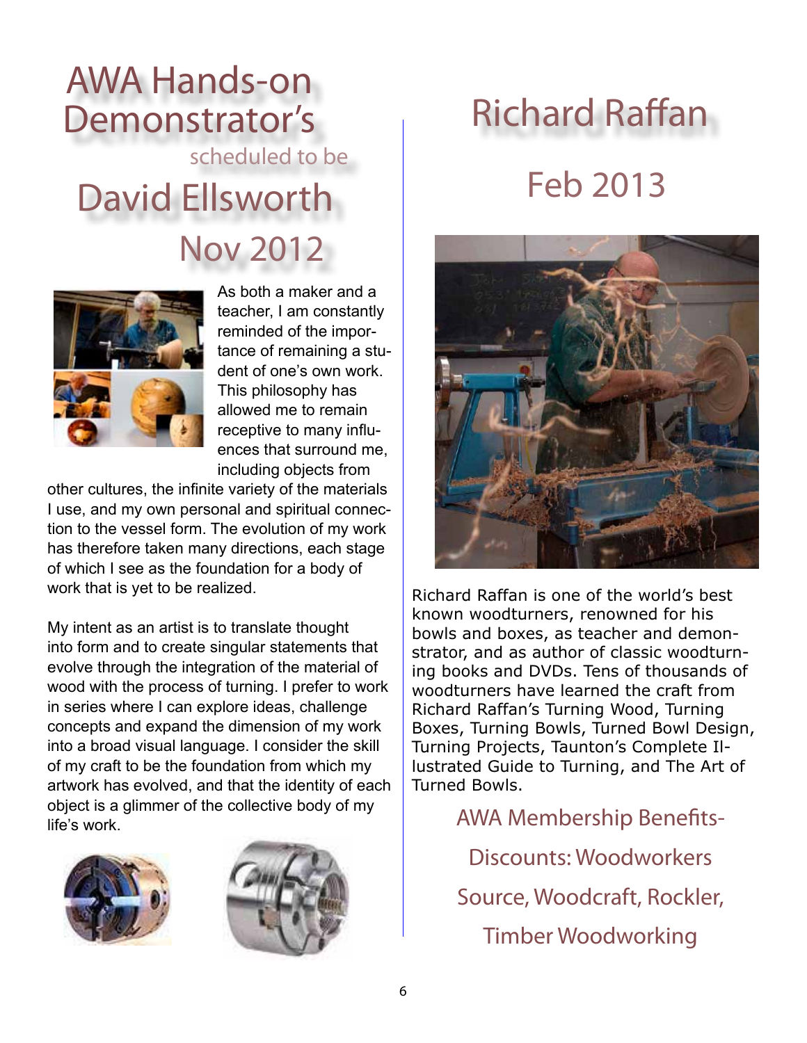# AWA Hands-on Demonstrator's

scheduled to be

## David Ellsworth

## Nov 2012

As both a maker and a teacher, I am constantly reminded of the importance of remaining a student of one's own work. This philosophy has allowed me to remain receptive to many influences that surround me, including objects from other cultures, the infinite variety of the materials I use, and my own personal and spiritual connection to the vessel form. The evolution of my work has therefore taken many directions, each stage of which I see as the foundation for a body of work that is yet to be realized.

My intent as an artist is to translate thought into form and to create singular statements that evolve through the integration of the material of wood with the process of turning. I prefer to work in series where I can explore ideas, challenge concepts and expand the dimension of my work into a broad visual language. I consider the skill of my craft to be the foundation from which my artwork has evolved, and that the identity of each object is a glimmer of the collective body of my life's work.

## Richard Raffan

## Feb 2013

Richard Raffan is one of the world's best known woodturners, renowned for his bowls and boxes, as teacher and demonstrator, and as author of classic woodturning books and DVDs. Tens of thousands of woodturners have learned the craft from Richard Raffan's Turning Wood, Turning Boxes, Turning Bowls, Turned Bowl Design, Turning Projects, Taunton's Complete Illustrated Guide to Turning, and The Art of Turned Bowls.

AWA Membership Benefits-

Discounts: Woodworkers Source, Woodcraft, Rockler, Timber Woodworking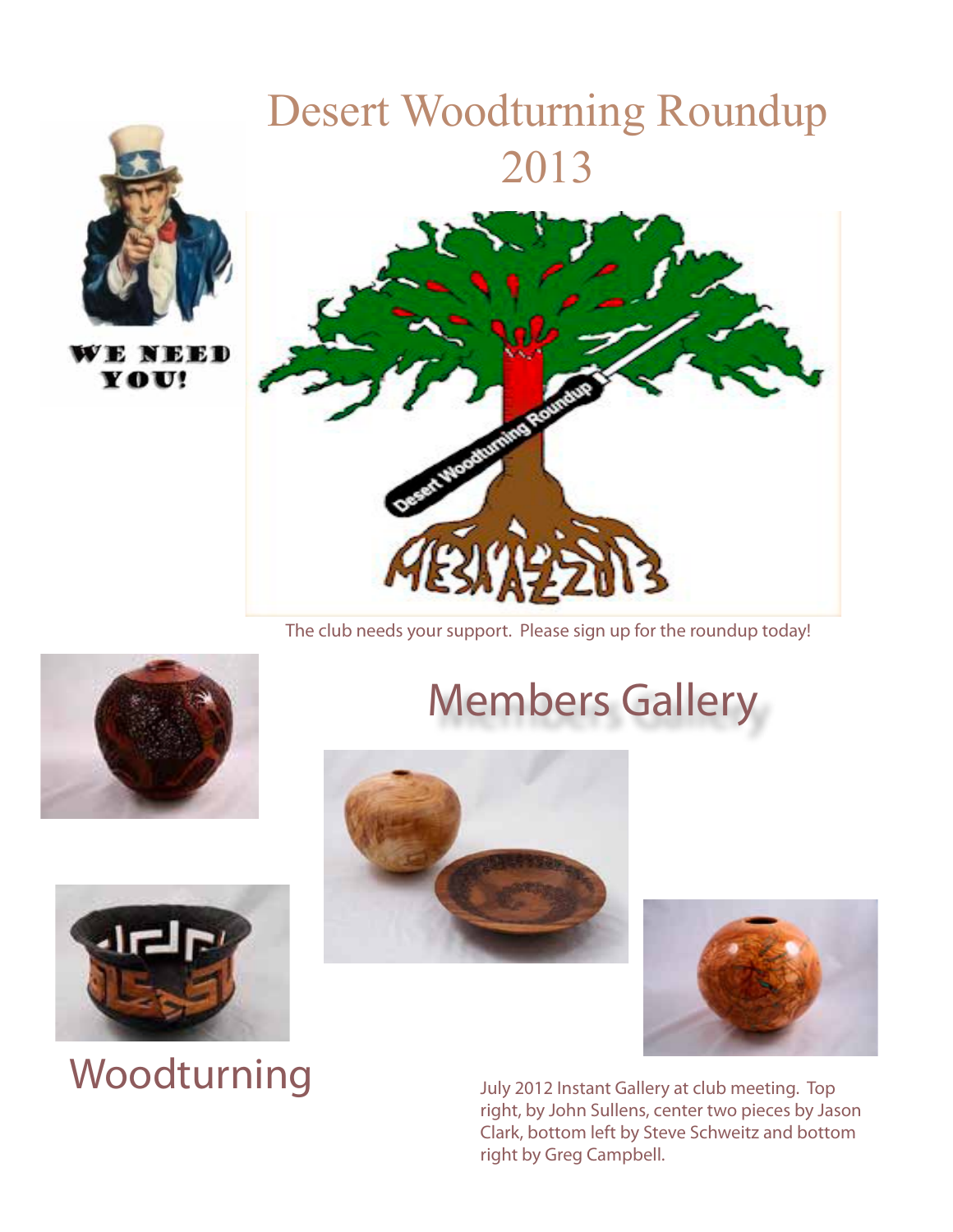# Desert Woodturning Roundup 2013

WE NEED YOU!

The club needs your support. Please sign up for the roundup today!

## Members Gallery

## Woodturning

July 2012 Instant Gallery at club meeting. Top right, by John Sullens, center two pieces by Jason Clark, bottom left by Steve Schweitz and bottom right by Greg Campbell.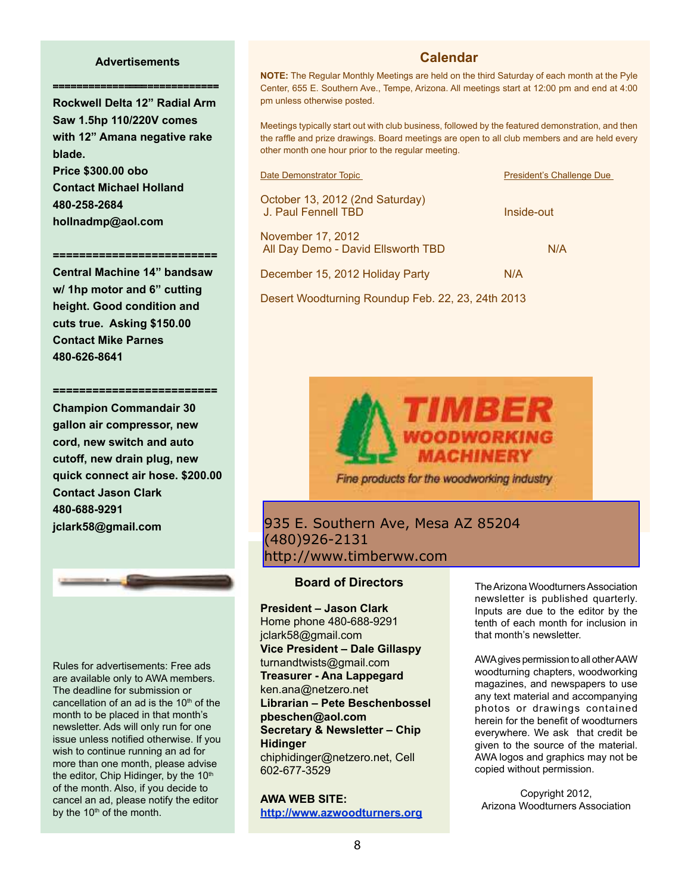## Advertisements

============================

**Rockwell Delta 12" Radial Arm Saw 1.5hp 110/220V comes with 12" Amana negative rake blade.**
**Price $300.00 obo**
**Contact Michael Holland**
**480-258-2684**
**hollnadmp@aol.com**

=========================

**Central Machine 14" bandsaw w/ 1hp motor and 6" cutting height. Good condition and cuts true. Asking $150.00**
**Contact Mike Parnes**
**480-626-8641**

=========================

**Champion Commandair 30 gallon air compressor, new cord, new switch and auto cutoff, new drain plug, new quick connect air hose. $200.00**
**Contact Jason Clark**
**480-688-9291**
**jclark58@gmail.com**

Rules for advertisements: Free ads are available only to AWA members. The deadline for submission or cancellation of an ad is the 10th of the month to be placed in that month's newsletter. Ads will only run for one issue unless notified otherwise. If you wish to continue running an ad for more than one month, please advise the editor, Chip Hidinger, by the 10th of the month. Also, if you decide to cancel an ad, please notify the editor by the 10th of the month.

## Calendar

**NOTE:** The Regular Monthly Meetings are held on the third Saturday of each month at the Pyle Center, 655 E. Southern Ave., Tempe, Arizona. All meetings start at 12:00 pm and end at 4:00 pm unless otherwise posted.

Meetings typically start out with club business, followed by the featured demonstration, and then the raffle and prize drawings. Board meetings are open to all club members and are held every other month one hour prior to the regular meeting.

| Date Demonstrator Topic | President's Challenge Due |
|---|---|
| October 13, 2012 (2nd Saturday) J. Paul Fennell TBD | Inside-out |
| November 17, 2012 All Day Demo - David Ellsworth TBD | N/A |
| December 15, 2012 Holiday Party | N/A |

Desert Woodturning Roundup Feb. 22, 23, 24th 2013

TIMBER WOODWORKING MACHINERY
*Fine products for the woodworking industry*

935 E. Southern Ave, Mesa AZ 85204
(480)926-2131
http://www.timberww.com

## Board of Directors

**President – Jason Clark**
Home phone 480-688-9291
jclark58@gmail.com
**Vice President – Dale Gillaspy**
turnandtwists@gmail.com
**Treasurer - Ana Lappegard**
ken.ana@netzero.net
**Librarian – Pete Beschenbossel**
**pbeschen@aol.com**
**Secretary & Newsletter – Chip Hidinger**
chiphidinger@netzero.net, Cell 602-677-3529

**AWA WEB SITE:**
**http://www.azwoodturners.org**

The Arizona Woodturners Association newsletter is published quarterly. Inputs are due to the editor by the tenth of each month for inclusion in that month's newsletter.

AWA gives permission to all other AAW woodturning chapters, woodworking magazines, and newspapers to use any text material and accompanying photos or drawings contained herein for the benefit of woodturners everywhere. We ask that credit be given to the source of the material. AWA logos and graphics may not be copied without permission.

Copyright 2012,
Arizona Woodturners Association